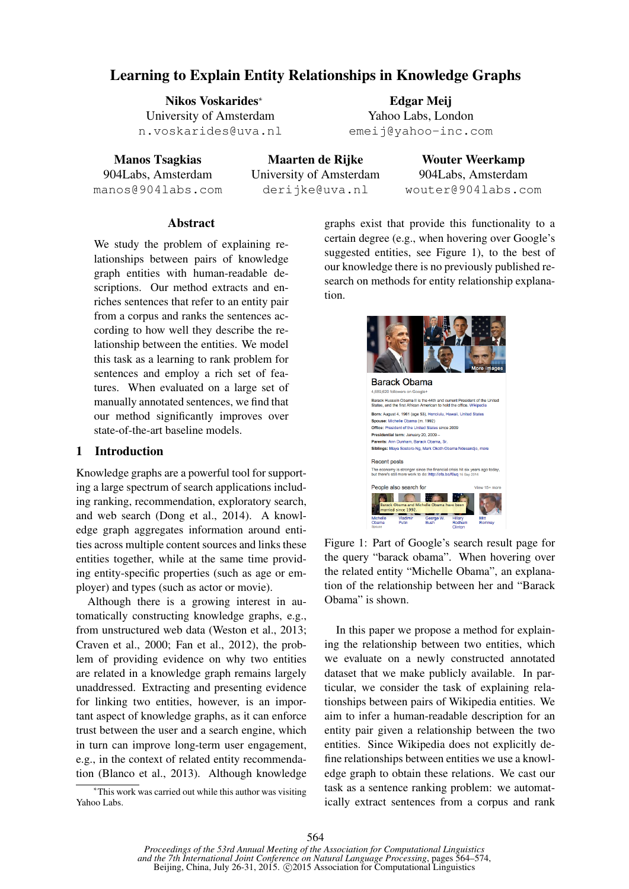# Learning to Explain Entity Relationships in Knowledge Graphs

**Nikos Voskarides*** 
University of Amsterdam 
n.voskarides@uva.nl

**Edgar Meij** 
Yahoo Labs, London 
emeij@yahoo-inc.com

**Manos Tsagkias** 
904Labs, Amsterdam 
manos@904labs.com

**Maarten de Rijke** 
University of Amsterdam 
derijke@uva.nl

**Wouter Weerkamp** 
904Labs, Amsterdam 
wouter@904labs.com

## Abstract

We study the problem of explaining relationships between pairs of knowledge graph entities with human-readable descriptions. Our method extracts and enriches sentences that refer to an entity pair from a corpus and ranks the sentences according to how well they describe the relationship between the entities. We model this task as a learning to rank problem for sentences and employ a rich set of features. When evaluated on a large set of manually annotated sentences, we find that our method significantly improves over state-of-the-art baseline models.

## 1 Introduction

Knowledge graphs are a powerful tool for supporting a large spectrum of search applications including ranking, recommendation, exploratory search, and web search (Dong et al., 2014). A knowledge graph aggregates information around entities across multiple content sources and links these entities together, while at the same time providing entity-specific properties (such as age or employer) and types (such as actor or movie).

Although there is a growing interest in automatically constructing knowledge graphs, e.g., from unstructured web data (Weston et al., 2013; Craven et al., 2000; Fan et al., 2012), the problem of providing evidence on why two entities are related in a knowledge graph remains largely unaddressed. Extracting and presenting evidence for linking two entities, however, is an important aspect of knowledge graphs, as it can enforce trust between the user and a search engine, which in turn can improve long-term user engagement, e.g., in the context of related entity recommendation (Blanco et al., 2013). Although knowledge graphs exist that provide this functionality to a certain degree (e.g., when hovering over Google's suggested entities, see Figure 1), to the best of our knowledge there is no previously published research on methods for entity relationship explanation.

Figure 1: Part of Google's search result page for the query "barack obama". When hovering over the related entity "Michelle Obama", an explanation of the relationship between her and "Barack Obama" is shown.

In this paper we propose a method for explaining the relationship between two entities, which we evaluate on a newly constructed annotated dataset that we make publicly available. In particular, we consider the task of explaining relationships between pairs of Wikipedia entities. We aim to infer a human-readable description for an entity pair given a relationship between the two entities. Since Wikipedia does not explicitly define relationships between entities we use a knowledge graph to obtain these relations. We cast our task as a sentence ranking problem: we automatically extract sentences from a corpus and rank

*This work was carried out while this author was visiting Yahoo Labs.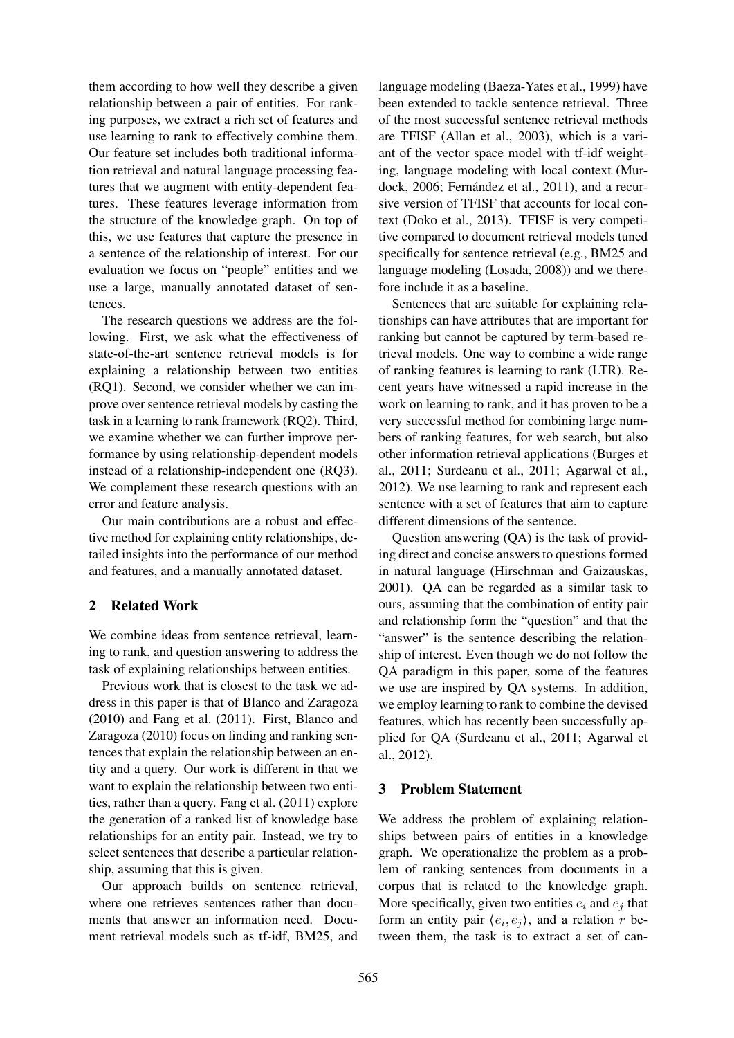them according to how well they describe a given relationship between a pair of entities. For ranking purposes, we extract a rich set of features and use learning to rank to effectively combine them. Our feature set includes both traditional information retrieval and natural language processing features that we augment with entity-dependent features. These features leverage information from the structure of the knowledge graph. On top of this, we use features that capture the presence in a sentence of the relationship of interest. For our evaluation we focus on "people" entities and we use a large, manually annotated dataset of sentences.

The research questions we address are the following. First, we ask what the effectiveness of state-of-the-art sentence retrieval models is for explaining a relationship between two entities (RQ1). Second, we consider whether we can improve over sentence retrieval models by casting the task in a learning to rank framework (RQ2). Third, we examine whether we can further improve performance by using relationship-dependent models instead of a relationship-independent one (RQ3). We complement these research questions with an error and feature analysis.

Our main contributions are a robust and effective method for explaining entity relationships, detailed insights into the performance of our method and features, and a manually annotated dataset.

## 2 Related Work

We combine ideas from sentence retrieval, learning to rank, and question answering to address the task of explaining relationships between entities.

Previous work that is closest to the task we address in this paper is that of Blanco and Zaragoza (2010) and Fang et al. (2011). First, Blanco and Zaragoza (2010) focus on finding and ranking sentences that explain the relationship between an entity and a query. Our work is different in that we want to explain the relationship between two entities, rather than a query. Fang et al. (2011) explore the generation of a ranked list of knowledge base relationships for an entity pair. Instead, we try to select sentences that describe a particular relationship, assuming that this is given.

Our approach builds on sentence retrieval, where one retrieves sentences rather than documents that answer an information need. Document retrieval models such as tf-idf, BM25, and language modeling (Baeza-Yates et al., 1999) have been extended to tackle sentence retrieval. Three of the most successful sentence retrieval methods are TFISF (Allan et al., 2003), which is a variant of the vector space model with tf-idf weighting, language modeling with local context (Murdock, 2006; Fernández et al., 2011), and a recursive version of TFISF that accounts for local context (Doko et al., 2013). TFISF is very competitive compared to document retrieval models tuned specifically for sentence retrieval (e.g., BM25 and language modeling (Losada, 2008)) and we therefore include it as a baseline.

Sentences that are suitable for explaining relationships can have attributes that are important for ranking but cannot be captured by term-based retrieval models. One way to combine a wide range of ranking features is learning to rank (LTR). Recent years have witnessed a rapid increase in the work on learning to rank, and it has proven to be a very successful method for combining large numbers of ranking features, for web search, but also other information retrieval applications (Burges et al., 2011; Surdeanu et al., 2011; Agarwal et al., 2012). We use learning to rank and represent each sentence with a set of features that aim to capture different dimensions of the sentence.

Question answering (QA) is the task of providing direct and concise answers to questions formed in natural language (Hirschman and Gaizauskas, 2001). QA can be regarded as a similar task to ours, assuming that the combination of entity pair and relationship form the "question" and that the "answer" is the sentence describing the relationship of interest. Even though we do not follow the QA paradigm in this paper, some of the features we use are inspired by QA systems. In addition, we employ learning to rank to combine the devised features, which has recently been successfully applied for QA (Surdeanu et al., 2011; Agarwal et al., 2012).

## 3 Problem Statement

We address the problem of explaining relationships between pairs of entities in a knowledge graph. We operationalize the problem as a problem of ranking sentences from documents in a corpus that is related to the knowledge graph. More specifically, given two entities $e_i$ and $e_j$ that form an entity pair $\langle e_i, e_j \rangle$, and a relation $r$ between them, the task is to extract a set of can-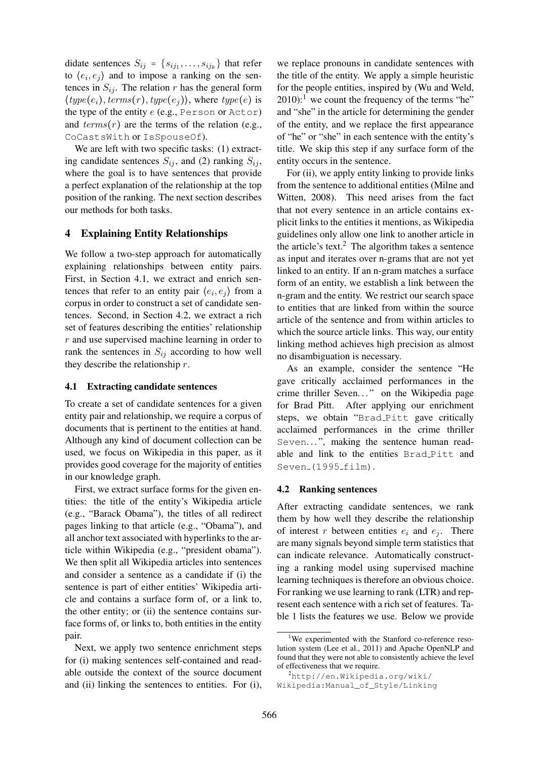didate sentences $S_{ij} = \{s_{ij_1}, \ldots, s_{ij_k}\}$ that refer to $\langle e_i, e_j \rangle$ and to impose a ranking on the sentences in $S_{ij}$. The relation $r$ has the general form $\langle type(e_i), terms(r), type(e_j) \rangle$, where $type(e)$ is the type of the entity $e$ (e.g., `Person` or `Actor`) and $terms(r)$ are the terms of the relation (e.g., `CoCastsWith` or `IsSpouseOf`).

We are left with two specific tasks: (1) extracting candidate sentences $S_{ij}$, and (2) ranking $S_{ij}$, where the goal is to have sentences that provide a perfect explanation of the relationship at the top position of the ranking. The next section describes our methods for both tasks.

## 4 Explaining Entity Relationships

We follow a two-step approach for automatically explaining relationships between entity pairs. First, in Section 4.1, we extract and enrich sentences that refer to an entity pair $\langle e_i, e_j \rangle$ from a corpus in order to construct a set of candidate sentences. Second, in Section 4.2, we extract a rich set of features describing the entities' relationship $r$ and use supervised machine learning in order to rank the sentences in $S_{ij}$ according to how well they describe the relationship $r$.

### 4.1 Extracting candidate sentences

To create a set of candidate sentences for a given entity pair and relationship, we require a corpus of documents that is pertinent to the entities at hand. Although any kind of document collection can be used, we focus on Wikipedia in this paper, as it provides good coverage for the majority of entities in our knowledge graph.

First, we extract surface forms for the given entities: the title of the entity's Wikipedia article (e.g., "Barack Obama"), the titles of all redirect pages linking to that article (e.g., "Obama"), and all anchor text associated with hyperlinks to the article within Wikipedia (e.g., "president obama"). We then split all Wikipedia articles into sentences and consider a sentence as a candidate if (i) the sentence is part of either entities' Wikipedia article and contains a surface form of, or a link to, the other entity; or (ii) the sentence contains surface forms of, or links to, both entities in the entity pair.

Next, we apply two sentence enrichment steps for (i) making sentences self-contained and readable outside the context of the source document and (ii) linking the sentences to entities. For (i), we replace pronouns in candidate sentences with the title of the entity. We apply a simple heuristic for the people entities, inspired by (Wu and Weld, 2010):[1] we count the frequency of the terms "he" and "she" in the article for determining the gender of the entity, and we replace the first appearance of "he" or "she" in each sentence with the entity's title. We skip this step if any surface form of the entity occurs in the sentence.

For (ii), we apply entity linking to provide links from the sentence to additional entities (Milne and Witten, 2008). This need arises from the fact that not every sentence in an article contains explicit links to the entities it mentions, as Wikipedia guidelines only allow one link to another article in the article's text.[2] The algorithm takes a sentence as input and iterates over n-grams that are not yet linked to an entity. If an n-gram matches a surface form of an entity, we establish a link between the n-gram and the entity. We restrict our search space to entities that are linked from within the source article of the sentence and from within articles to which the source article links. This way, our entity linking method achieves high precision as almost no disambiguation is necessary.

As an example, consider the sentence "He gave critically acclaimed performances in the crime thriller Seven..." on the Wikipedia page for Brad Pitt. After applying our enrichment steps, we obtain "`Brad_Pitt` gave critically acclaimed performances in the crime thriller `Seven`...", making the sentence human readable and link to the entities `Brad_Pitt` and `Seven_(1995_film)`.

### 4.2 Ranking sentences

After extracting candidate sentences, we rank them by how well they describe the relationship of interest $r$ between entities $e_i$ and $e_j$. There are many signals beyond simple term statistics that can indicate relevance. Automatically constructing a ranking model using supervised machine learning techniques is therefore an obvious choice. For ranking we use learning to rank (LTR) and represent each sentence with a rich set of features. Table 1 lists the features we use. Below we provide

[1] We experimented with the Stanford co-reference resolution system (Lee et al., 2011) and Apache OpenNLP and found that they were not able to consistently achieve the level of effectiveness that we require.

[2] `http://en.Wikipedia.org/wiki/Wikipedia:Manual_of_Style/Linking`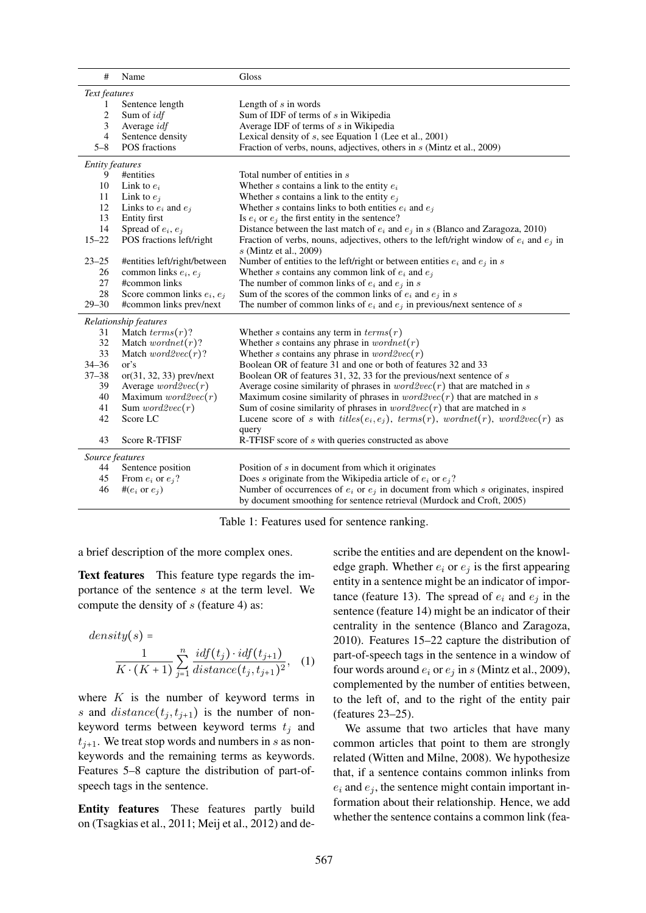| # | Name | Gloss |
|---|---|---|
| *Text features* | | |
| 1 | Sentence length | Length of $s$ in words |
| 2 | Sum of $idf$ | Sum of IDF of terms of $s$ in Wikipedia |
| 3 | Average $idf$ | Average IDF of terms of $s$ in Wikipedia |
| 4 | Sentence density | Lexical density of $s$, see Equation 1 (Lee et al., 2001) |
| 5–8 | POS fractions | Fraction of verbs, nouns, adjectives, others in $s$ (Mintz et al., 2009) |
| *Entity features* | | |
| 9 | #entities | Total number of entities in $s$ |
| 10 | Link to $e_i$ | Whether $s$ contains a link to the entity $e_i$ |
| 11 | Link to $e_j$ | Whether $s$ contains a link to the entity $e_j$ |
| 12 | Links to $e_i$ and $e_j$ | Whether $s$ contains links to both entities $e_i$ and $e_j$ |
| 13 | Entity first | Is $e_i$ or $e_j$ the first entity in the sentence? |
| 14 | Spread of $e_i$, $e_j$ | Distance between the last match of $e_i$ and $e_j$ in $s$ (Blanco and Zaragoza, 2010) |
| 15–22 | POS fractions left/right | Fraction of verbs, nouns, adjectives, others to the left/right window of $e_i$ and $e_j$ in $s$ (Mintz et al., 2009) |
| 23–25 | #entities left/right/between | Number of entities to the left/right or between entities $e_i$ and $e_j$ in $s$ |
| 26 | common links $e_i$, $e_j$ | Whether $s$ contains any common link of $e_i$ and $e_j$ |
| 27 | #common links | The number of common links of $e_i$ and $e_j$ in $s$ |
| 28 | Score common links $e_i$, $e_j$ | Sum of the scores of the common links of $e_i$ and $e_j$ in $s$ |
| 29–30 | #common links prev/next | The number of common links of $e_i$ and $e_j$ in previous/next sentence of $s$ |
| *Relationship features* | | |
| 31 | Match $terms(r)$? | Whether $s$ contains any term in $terms(r)$ |
| 32 | Match $wordnet(r)$? | Whether $s$ contains any phrase in $wordnet(r)$ |
| 33 | Match $word2vec(r)$? | Whether $s$ contains any phrase in $word2vec(r)$ |
| 34–36 | or's | Boolean OR of feature 31 and one or both of features 32 and 33 |
| 37–38 | or(31, 32, 33) prev/next | Boolean OR of features 31, 32, 33 for the previous/next sentence of $s$ |
| 39 | Average $word2vec(r)$ | Average cosine similarity of phrases in $word2vec(r)$ that are matched in $s$ |
| 40 | Maximum $word2vec(r)$ | Maximum cosine similarity of phrases in $word2vec(r)$ that are matched in $s$ |
| 41 | Sum $word2vec(r)$ | Sum of cosine similarity of phrases in $word2vec(r)$ that are matched in $s$ |
| 42 | Score LC | Lucene score of $s$ with $titles(e_i, e_j)$, $terms(r)$, $wordnet(r)$, $word2vec(r)$ as query |
| 43 | Score R-TFISF | R-TFISF score of $s$ with queries constructed as above |
| *Source features* | | |
| 44 | Sentence position | Position of $s$ in document from which it originates |
| 45 | From $e_i$ or $e_j$? | Does $s$ originate from the Wikipedia article of $e_i$ or $e_j$? |
| 46 | #($e_i$ or $e_j$) | Number of occurrences of $e_i$ or $e_j$ in document from which $s$ originates, inspired by document smoothing for sentence retrieval (Murdock and Croft, 2005) |

Table 1: Features used for sentence ranking.

a brief description of the more complex ones.

**Text features** This feature type regards the importance of the sentence $s$ at the term level. We compute the density of $s$ (feature 4) as:

$$density(s) = \frac{1}{K \cdot (K+1)} \sum_{j=1}^{n} \frac{idf(t_j) \cdot idf(t_{j+1})}{distance(t_j, t_{j+1})^2}, \quad (1)$$

where $K$ is the number of keyword terms in $s$ and $distance(t_j, t_{j+1})$ is the number of non-keyword terms between keyword terms $t_j$ and $t_{j+1}$. We treat stop words and numbers in $s$ as non-keywords and the remaining terms as keywords. Features 5–8 capture the distribution of part-of-speech tags in the sentence.

**Entity features** These features partly build on (Tsagkias et al., 2011; Meij et al., 2012) and describe the entities and are dependent on the knowledge graph. Whether $e_i$ or $e_j$ is the first appearing entity in a sentence might be an indicator of importance (feature 13). The spread of $e_i$ and $e_j$ in the sentence (feature 14) might be an indicator of their centrality in the sentence (Blanco and Zaragoza, 2010). Features 15–22 capture the distribution of part-of-speech tags in the sentence in a window of four words around $e_i$ or $e_j$ in $s$ (Mintz et al., 2009), complemented by the number of entities between, to the left of, and to the right of the entity pair (features 23–25).

We assume that two articles that have many common articles that point to them are strongly related (Witten and Milne, 2008). We hypothesize that, if a sentence contains common inlinks from $e_i$ and $e_j$, the sentence might contain important information about their relationship. Hence, we add whether the sentence contains a common link (fea-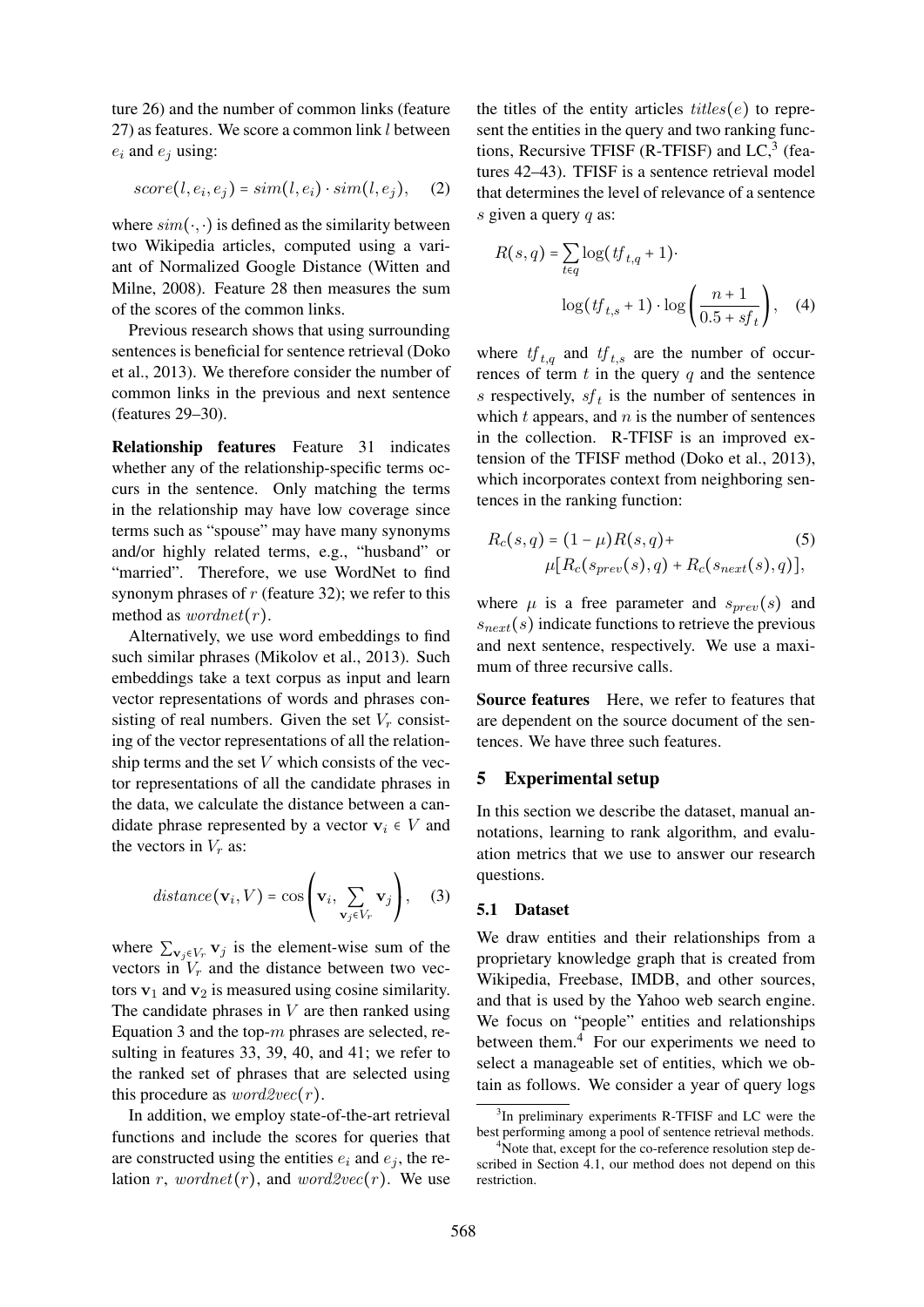ture 26) and the number of common links (feature 27) as features. We score a common link $l$ between $e_i$ and $e_j$ using:

$$score(l, e_i, e_j) = sim(l, e_i) \cdot sim(l, e_j), \quad (2)$$

where $sim(\cdot, \cdot)$ is defined as the similarity between two Wikipedia articles, computed using a variant of Normalized Google Distance (Witten and Milne, 2008). Feature 28 then measures the sum of the scores of the common links.

Previous research shows that using surrounding sentences is beneficial for sentence retrieval (Doko et al., 2013). We therefore consider the number of common links in the previous and next sentence (features 29–30).

**Relationship features** Feature 31 indicates whether any of the relationship-specific terms occurs in the sentence. Only matching the terms in the relationship may have low coverage since terms such as "spouse" may have many synonyms and/or highly related terms, e.g., "husband" or "married". Therefore, we use WordNet to find synonym phrases of $r$ (feature 32); we refer to this method as $wordnet(r)$.

Alternatively, we use word embeddings to find such similar phrases (Mikolov et al., 2013). Such embeddings take a text corpus as input and learn vector representations of words and phrases consisting of real numbers. Given the set $V_r$ consisting of the vector representations of all the relationship terms and the set $V$ which consists of the vector representations of all the candidate phrases in the data, we calculate the distance between a candidate phrase represented by a vector $\mathbf{v}_i \in V$ and the vectors in $V_r$ as:

$$distance(\mathbf{v}_i, V) = \cos\left(\mathbf{v}_i, \sum_{\mathbf{v}_j \in V_r} \mathbf{v}_j\right), \quad (3)$$

where $\sum_{\mathbf{v}_j \in V_r} \mathbf{v}_j$ is the element-wise sum of the vectors in $V_r$ and the distance between two vectors $\mathbf{v}_1$ and $\mathbf{v}_2$ is measured using cosine similarity. The candidate phrases in $V$ are then ranked using Equation 3 and the top-$m$ phrases are selected, resulting in features 33, 39, 40, and 41; we refer to the ranked set of phrases that are selected using this procedure as $word2vec(r)$.

In addition, we employ state-of-the-art retrieval functions and include the scores for queries that are constructed using the entities $e_i$ and $e_j$, the relation $r$, $wordnet(r)$, and $word2vec(r)$. We use the titles of the entity articles $titles(e)$ to represent the entities in the query and two ranking functions, Recursive TFISF (R-TFISF) and LC,[3] (features 42–43). TFISF is a sentence retrieval model that determines the level of relevance of a sentence $s$ given a query $q$ as:

$$R(s, q) = \sum_{t \in q} \log(tf_{t,q} + 1) \cdot \log(tf_{t,s} + 1) \cdot \log\left(\frac{n+1}{0.5 + sf_t}\right), \quad (4)$$

where $tf_{t,q}$ and $tf_{t,s}$ are the number of occurrences of term $t$ in the query $q$ and the sentence $s$ respectively, $sf_t$ is the number of sentences in which $t$ appears, and $n$ is the number of sentences in the collection. R-TFISF is an improved extension of the TFISF method (Doko et al., 2013), which incorporates context from neighboring sentences in the ranking function:

$$R_c(s, q) = (1 - \mu) R(s, q) + \mu[R_c(s_{prev}(s), q) + R_c(s_{next}(s), q)], \quad (5)$$

where $\mu$ is a free parameter and $s_{prev}(s)$ and $s_{next}(s)$ indicate functions to retrieve the previous and next sentence, respectively. We use a maximum of three recursive calls.

**Source features** Here, we refer to features that are dependent on the source document of the sentences. We have three such features.

## 5 Experimental setup

In this section we describe the dataset, manual annotations, learning to rank algorithm, and evaluation metrics that we use to answer our research questions.

### 5.1 Dataset

We draw entities and their relationships from a proprietary knowledge graph that is created from Wikipedia, Freebase, IMDB, and other sources, and that is used by the Yahoo web search engine. We focus on "people" entities and relationships between them.[4] For our experiments we need to select a manageable set of entities, which we obtain as follows. We consider a year of query logs

[3] In preliminary experiments R-TFISF and LC were the best performing among a pool of sentence retrieval methods.

[4] Note that, except for the co-reference resolution step described in Section 4.1, our method does not depend on this restriction.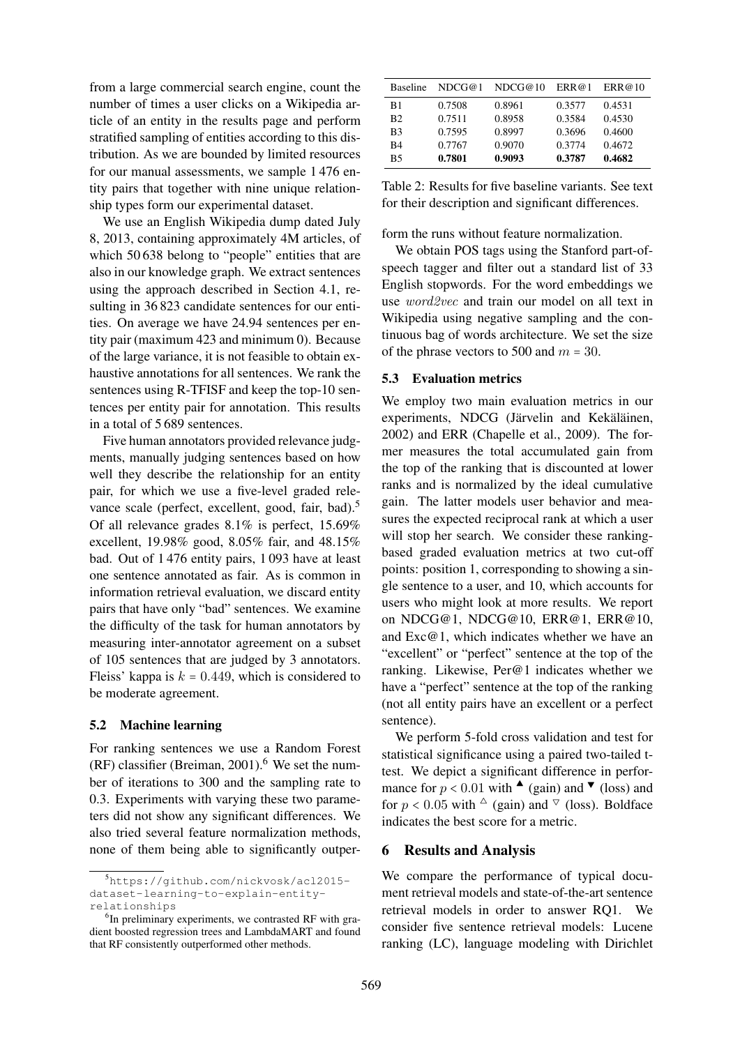from a large commercial search engine, count the number of times a user clicks on a Wikipedia article of an entity in the results page and perform stratified sampling of entities according to this distribution. As we are bounded by limited resources for our manual assessments, we sample 1 476 entity pairs that together with nine unique relationship types form our experimental dataset.

We use an English Wikipedia dump dated July 8, 2013, containing approximately 4M articles, of which 50 638 belong to "people" entities that are also in our knowledge graph. We extract sentences using the approach described in Section 4.1, resulting in 36 823 candidate sentences for our entities. On average we have 24.94 sentences per entity pair (maximum 423 and minimum 0). Because of the large variance, it is not feasible to obtain exhaustive annotations for all sentences. We rank the sentences using R-TFISF and keep the top-10 sentences per entity pair for annotation. This results in a total of 5 689 sentences.

Five human annotators provided relevance judgments, manually judging sentences based on how well they describe the relationship for an entity pair, for which we use a five-level graded relevance scale (perfect, excellent, good, fair, bad).[5] Of all relevance grades 8.1% is perfect, 15.69% excellent, 19.98% good, 8.05% fair, and 48.15% bad. Out of 1 476 entity pairs, 1 093 have at least one sentence annotated as fair. As is common in information retrieval evaluation, we discard entity pairs that have only "bad" sentences. We examine the difficulty of the task for human annotators by measuring inter-annotator agreement on a subset of 105 sentences that are judged by 3 annotators. Fleiss' kappa is $k = 0.449$, which is considered to be moderate agreement.

## 5.2 Machine learning

For ranking sentences we use a Random Forest (RF) classifier (Breiman, 2001).[6] We set the number of iterations to 300 and the sampling rate to 0.3. Experiments with varying these two parameters did not show any significant differences. We also tried several feature normalization methods, none of them being able to significantly outperform the runs without feature normalization.

| Baseline | NDCG@1 | NDCG@10 | ERR@1 | ERR@10 |
|---|---|---|---|---|
| B1 | 0.7508 | 0.8961 | 0.3577 | 0.4531 |
| B2 | 0.7511 | 0.8958 | 0.3584 | 0.4530 |
| B3 | 0.7595 | 0.8997 | 0.3696 | 0.4600 |
| B4 | 0.7767 | 0.9070 | 0.3774 | 0.4672 |
| B5 | **0.7801** | **0.9093** | **0.3787** | **0.4682** |

Table 2: Results for five baseline variants. See text for their description and significant differences.

We obtain POS tags using the Stanford part-of-speech tagger and filter out a standard list of 33 English stopwords. For the word embeddings we use *word2vec* and train our model on all text in Wikipedia using negative sampling and the continuous bag of words architecture. We set the size of the phrase vectors to 500 and $m = 30$.

## 5.3 Evaluation metrics

We employ two main evaluation metrics in our experiments, NDCG (Järvelin and Kekäläinen, 2002) and ERR (Chapelle et al., 2009). The former measures the total accumulated gain from the top of the ranking that is discounted at lower ranks and is normalized by the ideal cumulative gain. The latter models user behavior and measures the expected reciprocal rank at which a user will stop her search. We consider these ranking-based graded evaluation metrics at two cut-off points: position 1, corresponding to showing a single sentence to a user, and 10, which accounts for users who might look at more results. We report on NDCG@1, NDCG@10, ERR@1, ERR@10, and Exc@1, which indicates whether we have an "excellent" or "perfect" sentence at the top of the ranking. Likewise, Per@1 indicates whether we have a "perfect" sentence at the top of the ranking (not all entity pairs have an excellent or a perfect sentence).

We perform 5-fold cross validation and test for statistical significance using a paired two-tailed t-test. We depict a significant difference in performance for $p < 0.01$ with $^{\blacktriangle}$ (gain) and $^{\blacktriangledown}$ (loss) and for $p < 0.05$ with $^{\triangle}$ (gain) and $^{\triangledown}$ (loss). Boldface indicates the best score for a metric.

# 6 Results and Analysis

We compare the performance of typical document retrieval models and state-of-the-art sentence retrieval models in order to answer RQ1. We consider five sentence retrieval models: Lucene ranking (LC), language modeling with Dirichlet

[5] https://github.com/nickvosk/acl2015-dataset-learning-to-explain-entity-relationships

[6] In preliminary experiments, we contrasted RF with gradient boosted regression trees and LambdaMART and found that RF consistently outperformed other methods.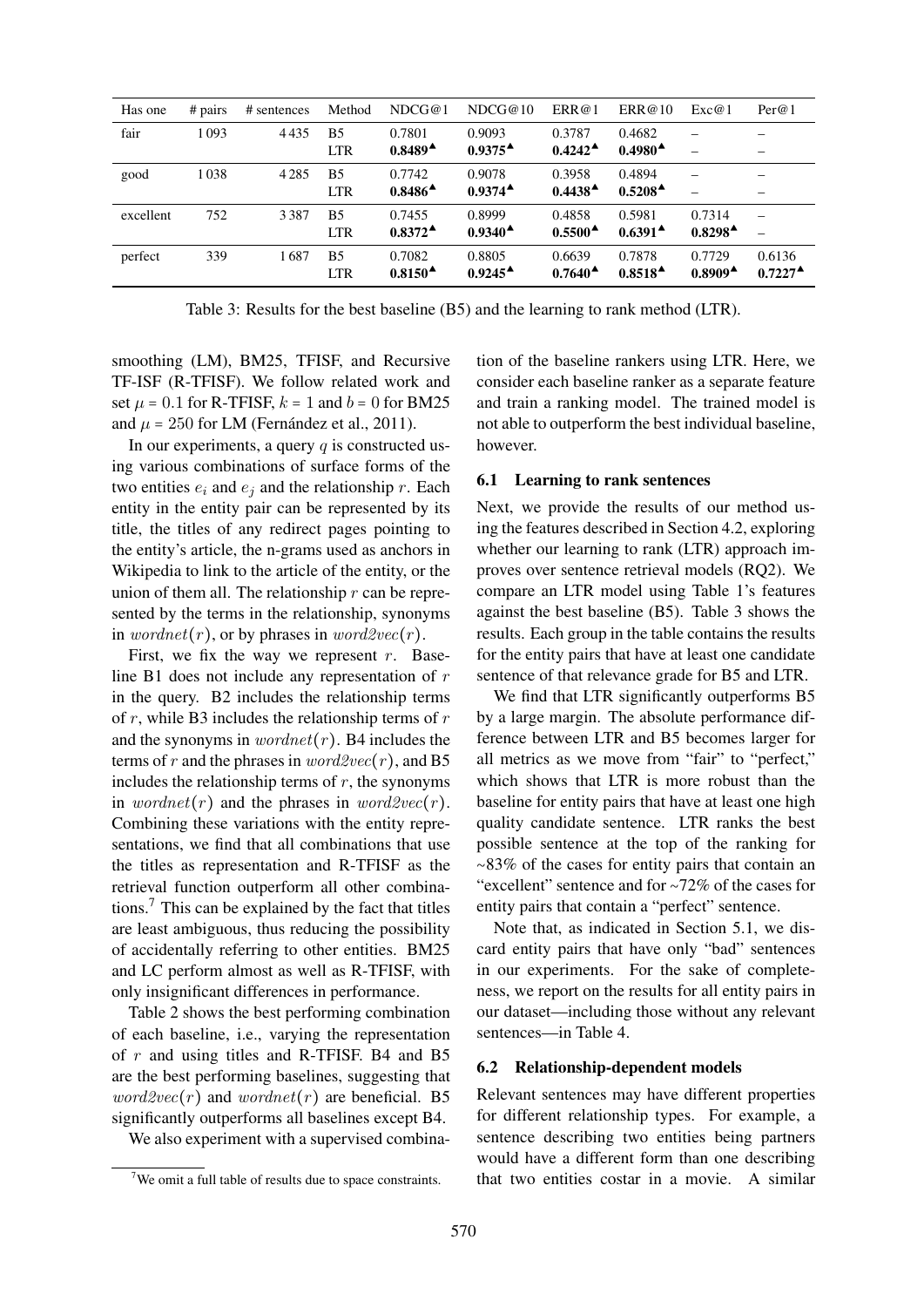| Has one | # pairs | # sentences | Method | NDCG@1 | NDCG@10 | ERR@1 | ERR@10 | Exc@1 | Per@1 |
|---|---|---|---|---|---|---|---|---|---|
| fair | 1 093 | 4 435 | B5 | 0.7801 | 0.9093 | 0.3787 | 0.4682 | – | – |
| | | | LTR | **0.8489**▲ | **0.9375**▲ | **0.4242**▲ | **0.4980**▲ | – | – |
| good | 1 038 | 4 285 | B5 | 0.7742 | 0.9078 | 0.3958 | 0.4894 | – | – |
| | | | LTR | **0.8486**▲ | **0.9374**▲ | **0.4438**▲ | **0.5208**▲ | – | – |
| excellent | 752 | 3 387 | B5 | 0.7455 | 0.8999 | 0.4858 | 0.5981 | 0.7314 | – |
| | | | LTR | **0.8372**▲ | **0.9340**▲ | **0.5500**▲ | **0.6391**▲ | **0.8298**▲ | – |
| perfect | 339 | 1 687 | B5 | 0.7082 | 0.8805 | 0.6639 | 0.7878 | 0.7729 | 0.6136 |
| | | | LTR | **0.8150**▲ | **0.9245**▲ | **0.7640**▲ | **0.8518**▲ | **0.8909**▲ | **0.7227**▲ |

Table 3: Results for the best baseline (B5) and the learning to rank method (LTR).

smoothing (LM), BM25, TFISF, and Recursive TF-ISF (R-TFISF). We follow related work and set $\mu = 0.1$ for R-TFISF, $k = 1$ and $b = 0$ for BM25 and $\mu = 250$ for LM (Fernández et al., 2011).

In our experiments, a query $q$ is constructed using various combinations of surface forms of the two entities $e_i$ and $e_j$ and the relationship $r$. Each entity in the entity pair can be represented by its title, the titles of any redirect pages pointing to the entity's article, the n-grams used as anchors in Wikipedia to link to the article of the entity, or the union of them all. The relationship $r$ can be represented by the terms in the relationship, synonyms in $wordnet(r)$, or by phrases in $word2vec(r)$.

First, we fix the way we represent $r$. Baseline B1 does not include any representation of $r$ in the query. B2 includes the relationship terms of $r$, while B3 includes the relationship terms of $r$ and the synonyms in $wordnet(r)$. B4 includes the terms of $r$ and the phrases in $word2vec(r)$, and B5 includes the relationship terms of $r$, the synonyms in $wordnet(r)$ and the phrases in $word2vec(r)$. Combining these variations with the entity representations, we find that all combinations that use the titles as representation and R-TFISF as the retrieval function outperform all other combinations.[7] This can be explained by the fact that titles are least ambiguous, thus reducing the possibility of accidentally referring to other entities. BM25 and LC perform almost as well as R-TFISF, with only insignificant differences in performance.

Table 2 shows the best performing combination of each baseline, i.e., varying the representation of $r$ and using titles and R-TFISF. B4 and B5 are the best performing baselines, suggesting that $word2vec(r)$ and $wordnet(r)$ are beneficial. B5 significantly outperforms all baselines except B4.

We also experiment with a supervised combination of the baseline rankers using LTR. Here, we consider each baseline ranker as a separate feature and train a ranking model. The trained model is not able to outperform the best individual baseline, however.

[7]We omit a full table of results due to space constraints.

### 6.1 Learning to rank sentences

Next, we provide the results of our method using the features described in Section 4.2, exploring whether our learning to rank (LTR) approach improves over sentence retrieval models (RQ2). We compare an LTR model using Table 1's features against the best baseline (B5). Table 3 shows the results. Each group in the table contains the results for the entity pairs that have at least one candidate sentence of that relevance grade for B5 and LTR.

We find that LTR significantly outperforms B5 by a large margin. The absolute performance difference between LTR and B5 becomes larger for all metrics as we move from "fair" to "perfect," which shows that LTR is more robust than the baseline for entity pairs that have at least one high quality candidate sentence. LTR ranks the best possible sentence at the top of the ranking for ~83% of the cases for entity pairs that contain an "excellent" sentence and for ~72% of the cases for entity pairs that contain a "perfect" sentence.

Note that, as indicated in Section 5.1, we discard entity pairs that have only "bad" sentences in our experiments. For the sake of completeness, we report on the results for all entity pairs in our dataset—including those without any relevant sentences—in Table 4.

### 6.2 Relationship-dependent models

Relevant sentences may have different properties for different relationship types. For example, a sentence describing two entities being partners would have a different form than one describing that two entities costar in a movie. A similar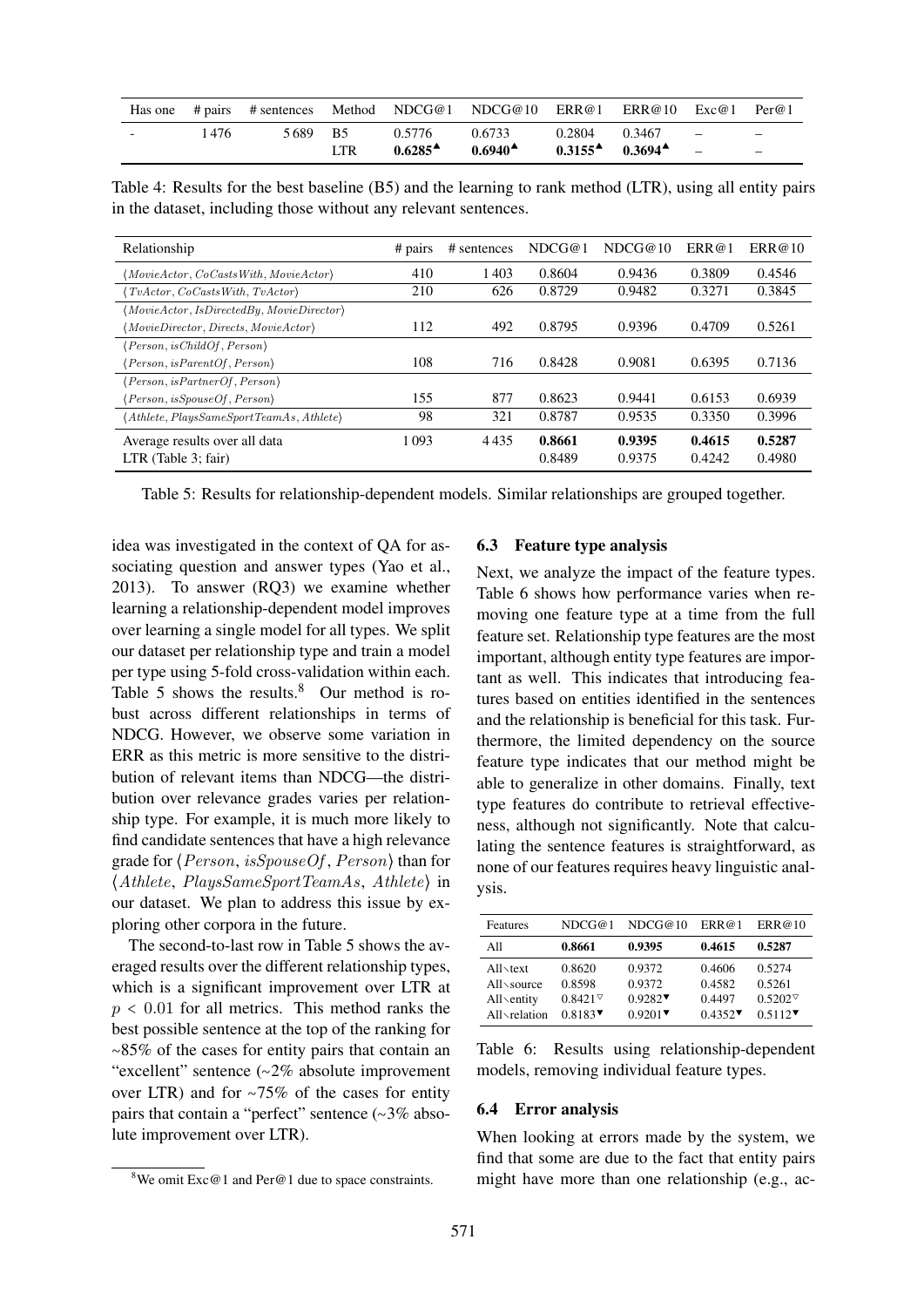| Has one | # pairs | # sentences | Method | NDCG@1 | NDCG@10 | ERR@1 | ERR@10 | Exc@1 | Per@1 |
|---|---|---|---|---|---|---|---|---|---|
| - | 1 476 | 5 689 | B5 | 0.5776 | 0.6733 | 0.2804 | 0.3467 | – | – |
| | | | LTR | **0.6285**▲ | **0.6940**▲ | **0.3155**▲ | **0.3694**▲ | – | – |

Table 4: Results for the best baseline (B5) and the learning to rank method (LTR), using all entity pairs in the dataset, including those without any relevant sentences.

| Relationship | # pairs | # sentences | NDCG@1 | NDCG@10 | ERR@1 | ERR@10 |
|---|---|---|---|---|---|---|
| ⟨*MovieActor*, *CoCastsWith*, *MovieActor*⟩ | 410 | 1 403 | 0.8604 | 0.9436 | 0.3809 | 0.4546 |
| ⟨*TvActor*, *CoCastsWith*, *TvActor*⟩ | 210 | 626 | 0.8729 | 0.9482 | 0.3271 | 0.3845 |
| ⟨*MovieActor*, *IsDirectedBy*, *MovieDirector*⟩ ⟨*MovieDirector*, *Directs*, *MovieActor*⟩ | 112 | 492 | 0.8795 | 0.9396 | 0.4709 | 0.5261 |
| ⟨*Person*, *isChildOf*, *Person*⟩ ⟨*Person*, *isParentOf*, *Person*⟩ | 108 | 716 | 0.8428 | 0.9081 | 0.6395 | 0.7136 |
| ⟨*Person*, *isPartnerOf*, *Person*⟩ ⟨*Person*, *isSpouseOf*, *Person*⟩ | 155 | 877 | 0.8623 | 0.9441 | 0.6153 | 0.6939 |
| ⟨*Athlete*, *PlaysSameSportTeamAs*, *Athlete*⟩ | 98 | 321 | 0.8787 | 0.9535 | 0.3350 | 0.3996 |
| Average results over all data | 1 093 | 4 435 | **0.8661** | **0.9395** | **0.4615** | **0.5287** |
| LTR (Table 3; fair) | | | 0.8489 | 0.9375 | 0.4242 | 0.4980 |

Table 5: Results for relationship-dependent models. Similar relationships are grouped together.

idea was investigated in the context of QA for associating question and answer types (Yao et al., 2013). To answer (RQ3) we examine whether learning a relationship-dependent model improves over learning a single model for all types. We split our dataset per relationship type and train a model per type using 5-fold cross-validation within each. Table 5 shows the results.[8] Our method is robust across different relationships in terms of NDCG. However, we observe some variation in ERR as this metric is more sensitive to the distribution of relevant items than NDCG—the distribution over relevance grades varies per relationship type. For example, it is much more likely to find candidate sentences that have a high relevance grade for ⟨*Person*, *isSpouseOf*, *Person*⟩ than for ⟨*Athlete*, *PlaysSameSportTeamAs*, *Athlete*⟩ in our dataset. We plan to address this issue by exploring other corpora in the future.

The second-to-last row in Table 5 shows the averaged results over the different relationship types, which is a significant improvement over LTR at $p < 0.01$ for all metrics. This method ranks the best possible sentence at the top of the ranking for ~85% of the cases for entity pairs that contain an "excellent" sentence (~2% absolute improvement over LTR) and for ~75% of the cases for entity pairs that contain a "perfect" sentence (~3% absolute improvement over LTR).

[8] We omit Exc@1 and Per@1 due to space constraints.

### 6.3 Feature type analysis

Next, we analyze the impact of the feature types. Table 6 shows how performance varies when removing one feature type at a time from the full feature set. Relationship type features are the most important, although entity type features are important as well. This indicates that introducing features based on entities identified in the sentences and the relationship is beneficial for this task. Furthermore, the limited dependency on the source feature type indicates that our method might be able to generalize in other domains. Finally, text type features do contribute to retrieval effectiveness, although not significantly. Note that calculating the sentence features is straightforward, as none of our features requires heavy linguistic analysis.

| Features | NDCG@1 | NDCG@10 | ERR@1 | ERR@10 |
|---|---|---|---|---|
| All | **0.8661** | **0.9395** | **0.4615** | **0.5287** |
| All∖text | 0.8620 | 0.9372 | 0.4606 | 0.5274 |
| All∖source | 0.8598 | 0.9372 | 0.4582 | 0.5261 |
| All∖entity | 0.8421▽ | 0.9282▼ | 0.4497 | 0.5202▽ |
| All∖relation | 0.8183▼ | 0.9201▼ | 0.4352▼ | 0.5112▼ |

Table 6: Results using relationship-dependent models, removing individual feature types.

### 6.4 Error analysis

When looking at errors made by the system, we find that some are due to the fact that entity pairs might have more than one relationship (e.g., ac-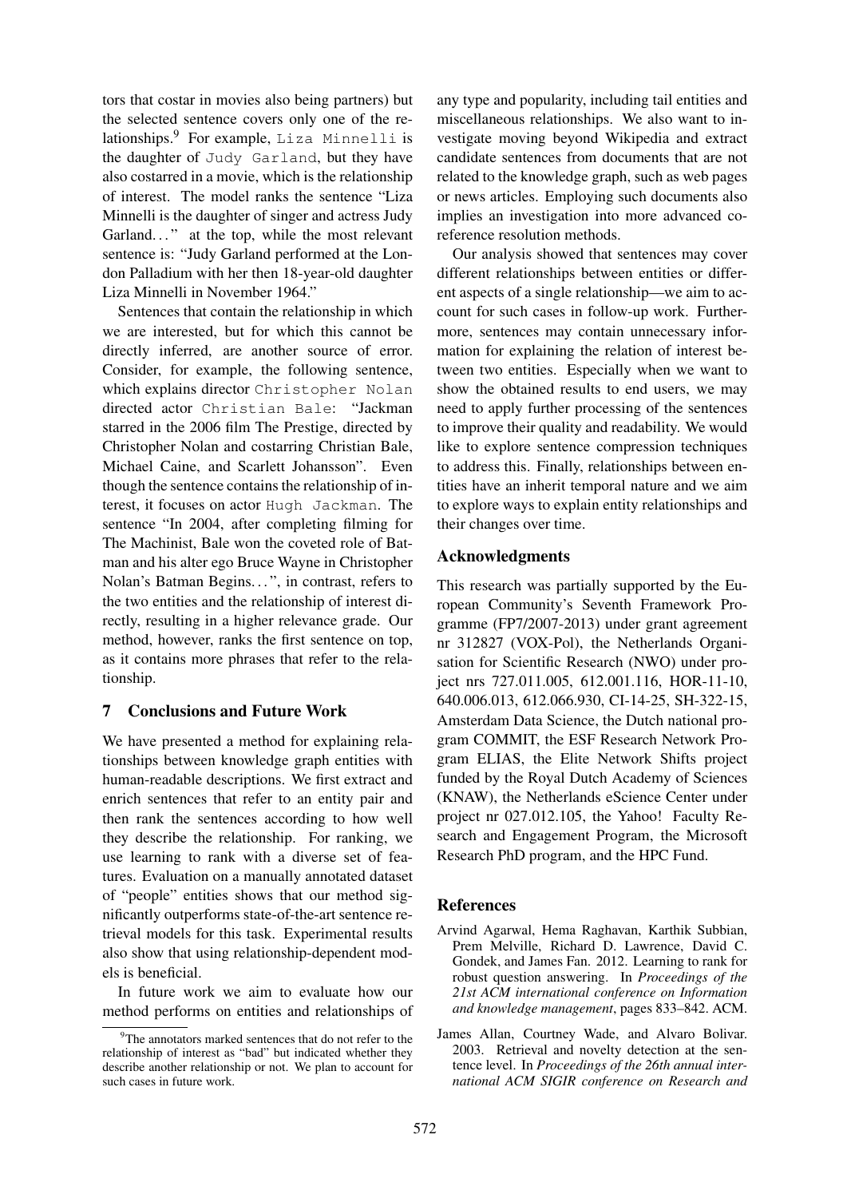tors that costar in movies also being partners) but the selected sentence covers only one of the relationships.[9] For example, Liza Minnelli is the daughter of Judy Garland, but they have also costarred in a movie, which is the relationship of interest. The model ranks the sentence "Liza Minnelli is the daughter of singer and actress Judy Garland..." at the top, while the most relevant sentence is: "Judy Garland performed at the London Palladium with her then 18-year-old daughter Liza Minnelli in November 1964."

Sentences that contain the relationship in which we are interested, but for which this cannot be directly inferred, are another source of error. Consider, for example, the following sentence, which explains director Christopher Nolan directed actor Christian Bale: "Jackman starred in the 2006 film The Prestige, directed by Christopher Nolan and costarring Christian Bale, Michael Caine, and Scarlett Johansson". Even though the sentence contains the relationship of interest, it focuses on actor Hugh Jackman. The sentence "In 2004, after completing filming for The Machinist, Bale won the coveted role of Batman and his alter ego Bruce Wayne in Christopher Nolan's Batman Begins...", in contrast, refers to the two entities and the relationship of interest directly, resulting in a higher relevance grade. Our method, however, ranks the first sentence on top, as it contains more phrases that refer to the relationship.

## 7 Conclusions and Future Work

We have presented a method for explaining relationships between knowledge graph entities with human-readable descriptions. We first extract and enrich sentences that refer to an entity pair and then rank the sentences according to how well they describe the relationship. For ranking, we use learning to rank with a diverse set of features. Evaluation on a manually annotated dataset of "people" entities shows that our method significantly outperforms state-of-the-art sentence retrieval models for this task. Experimental results also show that using relationship-dependent models is beneficial.

In future work we aim to evaluate how our method performs on entities and relationships of any type and popularity, including tail entities and miscellaneous relationships. We also want to investigate moving beyond Wikipedia and extract candidate sentences from documents that are not related to the knowledge graph, such as web pages or news articles. Employing such documents also implies an investigation into more advanced coreference resolution methods.

Our analysis showed that sentences may cover different relationships between entities or different aspects of a single relationship—we aim to account for such cases in follow-up work. Furthermore, sentences may contain unnecessary information for explaining the relation of interest between two entities. Especially when we want to show the obtained results to end users, we may need to apply further processing of the sentences to improve their quality and readability. We would like to explore sentence compression techniques to address this. Finally, relationships between entities have an inherit temporal nature and we aim to explore ways to explain entity relationships and their changes over time.

[9] The annotators marked sentences that do not refer to the relationship of interest as "bad" but indicated whether they describe another relationship or not. We plan to account for such cases in future work.

## Acknowledgments

This research was partially supported by the European Community's Seventh Framework Programme (FP7/2007-2013) under grant agreement nr 312827 (VOX-Pol), the Netherlands Organisation for Scientific Research (NWO) under project nrs 727.011.005, 612.001.116, HOR-11-10, 640.006.013, 612.066.930, CI-14-25, SH-322-15, Amsterdam Data Science, the Dutch national program COMMIT, the ESF Research Network Program ELIAS, the Elite Network Shifts project funded by the Royal Dutch Academy of Sciences (KNAW), the Netherlands eScience Center under project nr 027.012.105, the Yahoo! Faculty Research and Engagement Program, the Microsoft Research PhD program, and the HPC Fund.

## References

Arvind Agarwal, Hema Raghavan, Karthik Subbian, Prem Melville, Richard D. Lawrence, David C. Gondek, and James Fan. 2012. Learning to rank for robust question answering. In *Proceedings of the 21st ACM international conference on Information and knowledge management*, pages 833–842. ACM.

James Allan, Courtney Wade, and Alvaro Bolivar. 2003. Retrieval and novelty detection at the sentence level. In *Proceedings of the 26th annual international ACM SIGIR conference on Research and*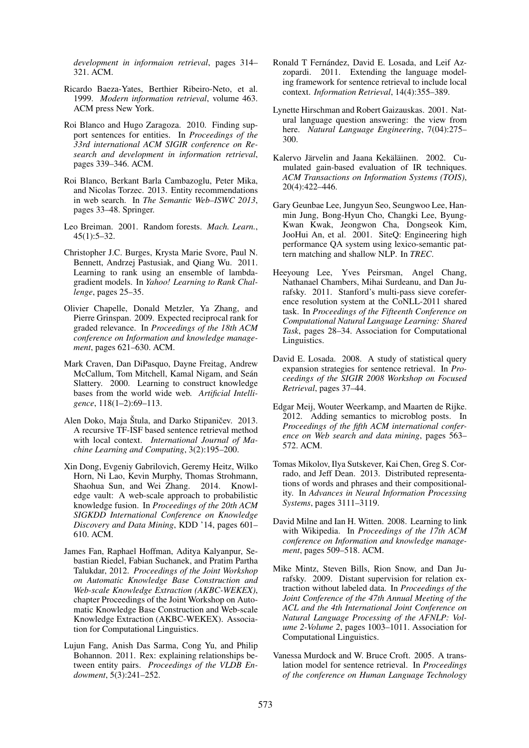*development in informaion retrieval*, pages 314–321. ACM.

Ricardo Baeza-Yates, Berthier Ribeiro-Neto, et al. 1999. *Modern information retrieval*, volume 463. ACM press New York.

Roi Blanco and Hugo Zaragoza. 2010. Finding support sentences for entities. In *Proceedings of the 33rd international ACM SIGIR conference on Research and development in information retrieval*, pages 339–346. ACM.

Roi Blanco, Berkant Barla Cambazoglu, Peter Mika, and Nicolas Torzec. 2013. Entity recommendations in web search. In *The Semantic Web–ISWC 2013*, pages 33–48. Springer.

Leo Breiman. 2001. Random forests. *Mach. Learn.*, 45(1):5–32.

Christopher J.C. Burges, Krysta Marie Svore, Paul N. Bennett, Andrzej Pastusiak, and Qiang Wu. 2011. Learning to rank using an ensemble of lambda-gradient models. In *Yahoo! Learning to Rank Challenge*, pages 25–35.

Olivier Chapelle, Donald Metzler, Ya Zhang, and Pierre Grinspan. 2009. Expected reciprocal rank for graded relevance. In *Proceedings of the 18th ACM conference on Information and knowledge management*, pages 621–630. ACM.

Mark Craven, Dan DiPasquo, Dayne Freitag, Andrew McCallum, Tom Mitchell, Kamal Nigam, and Seán Slattery. 2000. Learning to construct knowledge bases from the world wide web. *Artificial Intelligence*, 118(1–2):69–113.

Alen Doko, Maja Štula, and Darko Stipaničev. 2013. A recursive TF-ISF based sentence retrieval method with local context. *International Journal of Machine Learning and Computing*, 3(2):195–200.

Xin Dong, Evgeniy Gabrilovich, Geremy Heitz, Wilko Horn, Ni Lao, Kevin Murphy, Thomas Strohmann, Shaohua Sun, and Wei Zhang. 2014. Knowledge vault: A web-scale approach to probabilistic knowledge fusion. In *Proceedings of the 20th ACM SIGKDD International Conference on Knowledge Discovery and Data Mining*, KDD '14, pages 601–610. ACM.

James Fan, Raphael Hoffman, Aditya Kalyanpur, Sebastian Riedel, Fabian Suchanek, and Pratim Partha Talukdar, 2012. *Proceedings of the Joint Workshop on Automatic Knowledge Base Construction and Web-scale Knowledge Extraction (AKBC-WEKEX)*, chapter Proceedings of the Joint Workshop on Automatic Knowledge Base Construction and Web-scale Knowledge Extraction (AKBC-WEKEX). Association for Computational Linguistics.

Lujun Fang, Anish Das Sarma, Cong Yu, and Philip Bohannon. 2011. Rex: explaining relationships between entity pairs. *Proceedings of the VLDB Endowment*, 5(3):241–252.

Ronald T Fernández, David E. Losada, and Leif Azzopardi. 2011. Extending the language modeling framework for sentence retrieval to include local context. *Information Retrieval*, 14(4):355–389.

Lynette Hirschman and Robert Gaizauskas. 2001. Natural language question answering: the view from here. *Natural Language Engineering*, 7(04):275–300.

Kalervo Järvelin and Jaana Kekäläinen. 2002. Cumulated gain-based evaluation of IR techniques. *ACM Transactions on Information Systems (TOIS)*, 20(4):422–446.

Gary Geunbae Lee, Jungyun Seo, Seungwoo Lee, Hanmin Jung, Bong-Hyun Cho, Changki Lee, Byung-Kwan Kwak, Jeongwon Cha, Dongseok Kim, JooHui An, et al. 2001. SiteQ: Engineering high performance QA system using lexico-semantic pattern matching and shallow NLP. In *TREC*.

Heeyoung Lee, Yves Peirsman, Angel Chang, Nathanael Chambers, Mihai Surdeanu, and Dan Jurafsky. 2011. Stanford's multi-pass sieve coreference resolution system at the CoNLL-2011 shared task. In *Proceedings of the Fifteenth Conference on Computational Natural Language Learning: Shared Task*, pages 28–34. Association for Computational Linguistics.

David E. Losada. 2008. A study of statistical query expansion strategies for sentence retrieval. In *Proceedings of the SIGIR 2008 Workshop on Focused Retrieval*, pages 37–44.

Edgar Meij, Wouter Weerkamp, and Maarten de Rijke. 2012. Adding semantics to microblog posts. In *Proceedings of the fifth ACM international conference on Web search and data mining*, pages 563–572. ACM.

Tomas Mikolov, Ilya Sutskever, Kai Chen, Greg S. Corrado, and Jeff Dean. 2013. Distributed representations of words and phrases and their compositionality. In *Advances in Neural Information Processing Systems*, pages 3111–3119.

David Milne and Ian H. Witten. 2008. Learning to link with Wikipedia. In *Proceedings of the 17th ACM conference on Information and knowledge management*, pages 509–518. ACM.

Mike Mintz, Steven Bills, Rion Snow, and Dan Jurafsky. 2009. Distant supervision for relation extraction without labeled data. In *Proceedings of the Joint Conference of the 47th Annual Meeting of the ACL and the 4th International Joint Conference on Natural Language Processing of the AFNLP: Volume 2-Volume 2*, pages 1003–1011. Association for Computational Linguistics.

Vanessa Murdock and W. Bruce Croft. 2005. A translation model for sentence retrieval. In *Proceedings of the conference on Human Language Technology*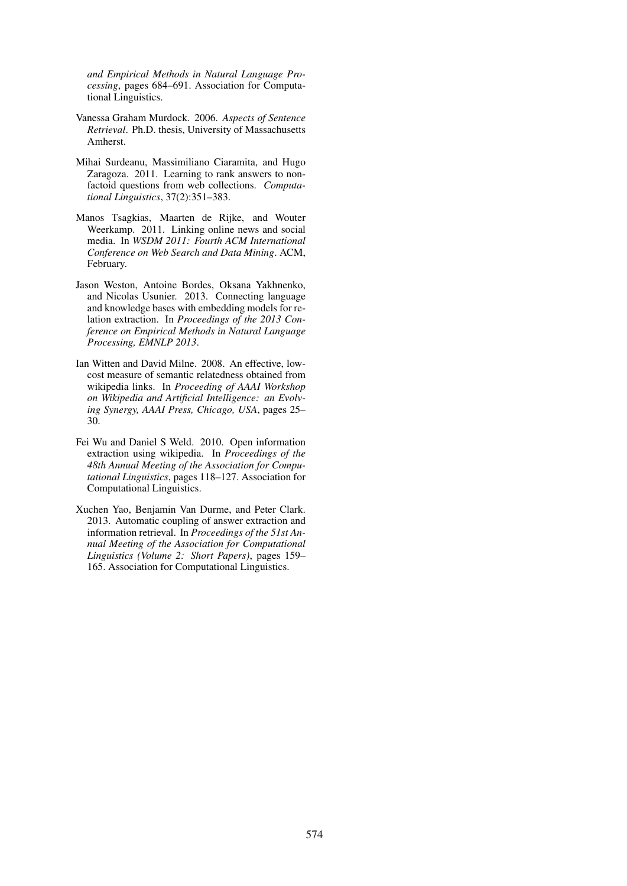*and Empirical Methods in Natural Language Processing*, pages 684–691. Association for Computational Linguistics.

Vanessa Graham Murdock. 2006. *Aspects of Sentence Retrieval*. Ph.D. thesis, University of Massachusetts Amherst.

Mihai Surdeanu, Massimiliano Ciaramita, and Hugo Zaragoza. 2011. Learning to rank answers to non-factoid questions from web collections. *Computational Linguistics*, 37(2):351–383.

Manos Tsagkias, Maarten de Rijke, and Wouter Weerkamp. 2011. Linking online news and social media. In *WSDM 2011: Fourth ACM International Conference on Web Search and Data Mining*. ACM, February.

Jason Weston, Antoine Bordes, Oksana Yakhnenko, and Nicolas Usunier. 2013. Connecting language and knowledge bases with embedding models for relation extraction. In *Proceedings of the 2013 Conference on Empirical Methods in Natural Language Processing, EMNLP 2013*.

Ian Witten and David Milne. 2008. An effective, low-cost measure of semantic relatedness obtained from wikipedia links. In *Proceeding of AAAI Workshop on Wikipedia and Artificial Intelligence: an Evolving Synergy, AAAI Press, Chicago, USA*, pages 25–30.

Fei Wu and Daniel S Weld. 2010. Open information extraction using wikipedia. In *Proceedings of the 48th Annual Meeting of the Association for Computational Linguistics*, pages 118–127. Association for Computational Linguistics.

Xuchen Yao, Benjamin Van Durme, and Peter Clark. 2013. Automatic coupling of answer extraction and information retrieval. In *Proceedings of the 51st Annual Meeting of the Association for Computational Linguistics (Volume 2: Short Papers)*, pages 159–165. Association for Computational Linguistics.